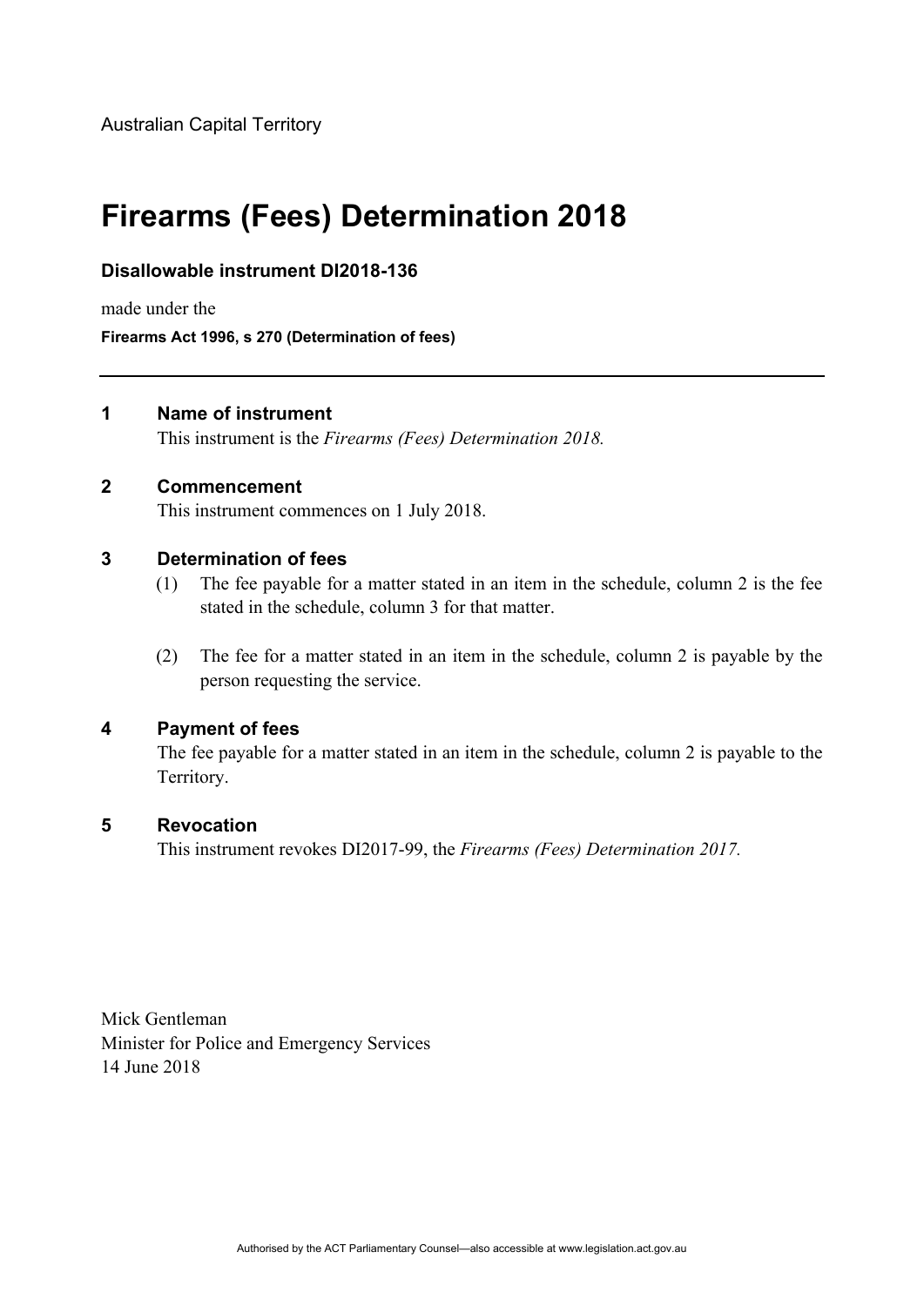Australian Capital Territory

# Firearms (Fees) Determination 2018

**Disallowable instrument DI2018-136**

made under the

**Firearms Act 1996, s 270 (Determination of fees)**

---

## 1 Name of instrument

This instrument is the *Firearms (Fees) Determination 2018.*

## 2 Commencement

This instrument commences on 1 July 2018.

## 3 Determination of fees

(1) The fee payable for a matter stated in an item in the schedule, column 2 is the fee stated in the schedule, column 3 for that matter.

(2) The fee for a matter stated in an item in the schedule, column 2 is payable by the person requesting the service.

## 4 Payment of fees

The fee payable for a matter stated in an item in the schedule, column 2 is payable to the Territory.

## 5 Revocation

This instrument revokes DI2017-99, the *Firearms (Fees) Determination 2017.*

Mick Gentleman
Minister for Police and Emergency Services
14 June 2018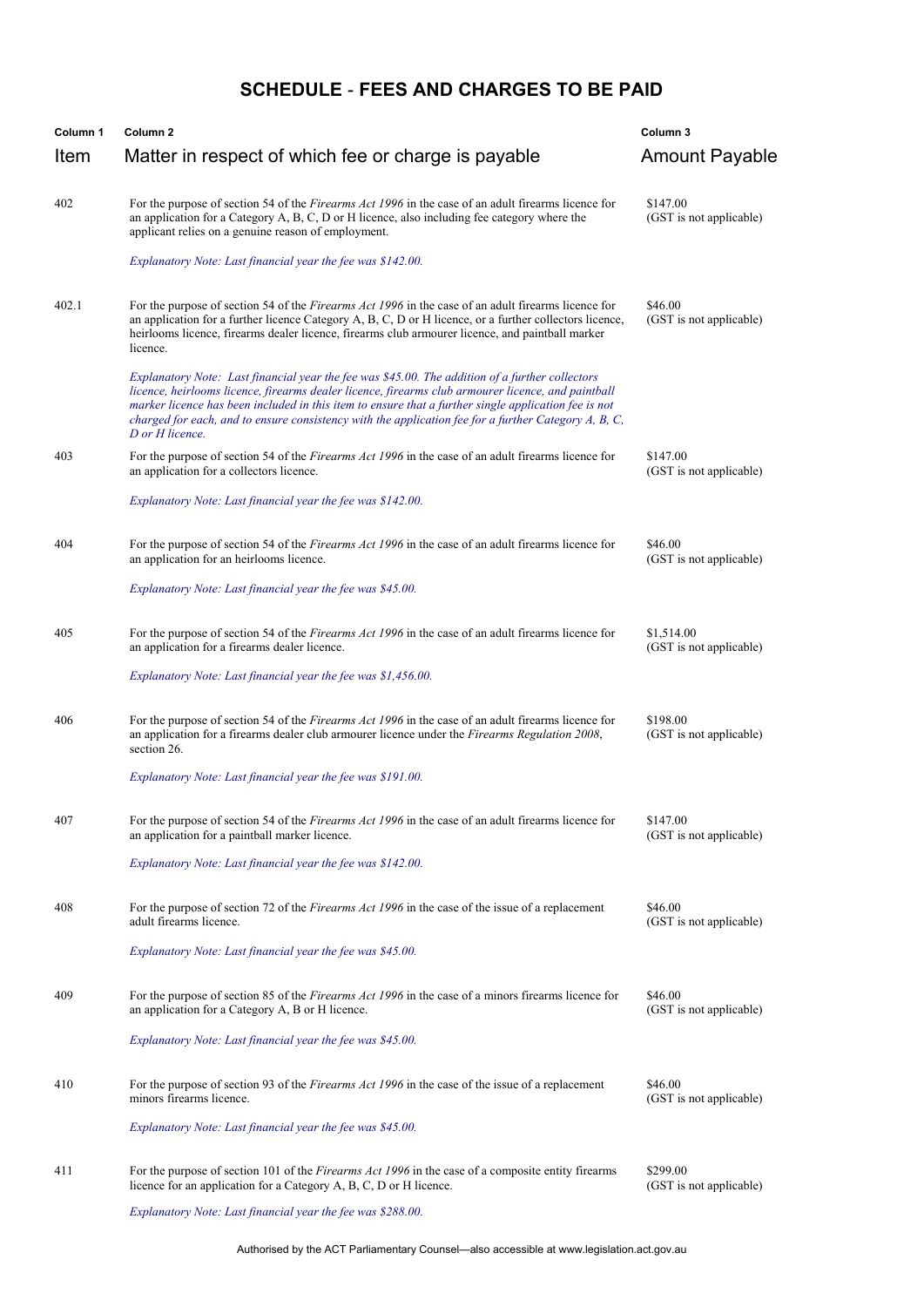# SCHEDULE - FEES AND CHARGES TO BE PAID

| Column 1<br>Item | Column 2<br>Matter in respect of which fee or charge is payable | Column 3<br>Amount Payable |
|---|---|---|
| 402 | For the purpose of section 54 of the *Firearms Act 1996* in the case of an adult firearms licence for an application for a Category A, B, C, D or H licence, also including fee category where the applicant relies on a genuine reason of employment.<br><br>*Explanatory Note: Last financial year the fee was $142.00.* | $147.00<br>(GST is not applicable) |
| 402.1 | For the purpose of section 54 of the *Firearms Act 1996* in the case of an adult firearms licence for an application for a further licence Category A, B, C, D or H licence, or a further collectors licence, heirlooms licence, firearms dealer licence, firearms club armourer licence, and paintball marker licence.<br><br>*Explanatory Note: Last financial year the fee was $45.00. The addition of a further collectors licence, heirlooms licence, firearms dealer licence, firearms club armourer licence, and paintball marker licence has been included in this item to ensure that a further single application fee is not charged for each, and to ensure consistency with the application fee for a further Category A, B, C, D or H licence.* | $46.00<br>(GST is not applicable) |
| 403 | For the purpose of section 54 of the *Firearms Act 1996* in the case of an adult firearms licence for an application for a collectors licence.<br><br>*Explanatory Note: Last financial year the fee was $142.00.* | $147.00<br>(GST is not applicable) |
| 404 | For the purpose of section 54 of the *Firearms Act 1996* in the case of an adult firearms licence for an application for an heirlooms licence.<br><br>*Explanatory Note: Last financial year the fee was $45.00.* | $46.00<br>(GST is not applicable) |
| 405 | For the purpose of section 54 of the *Firearms Act 1996* in the case of an adult firearms licence for an application for a firearms dealer licence.<br><br>*Explanatory Note: Last financial year the fee was $1,456.00.* | $1,514.00<br>(GST is not applicable) |
| 406 | For the purpose of section 54 of the *Firearms Act 1996* in the case of an adult firearms licence for an application for a firearms dealer club armourer licence under the *Firearms Regulation 2008*, section 26.<br><br>*Explanatory Note: Last financial year the fee was $191.00.* | $198.00<br>(GST is not applicable) |
| 407 | For the purpose of section 54 of the *Firearms Act 1996* in the case of an adult firearms licence for an application for a paintball marker licence.<br><br>*Explanatory Note: Last financial year the fee was $142.00.* | $147.00<br>(GST is not applicable) |
| 408 | For the purpose of section 72 of the *Firearms Act 1996* in the case of the issue of a replacement adult firearms licence.<br><br>*Explanatory Note: Last financial year the fee was $45.00.* | $46.00<br>(GST is not applicable) |
| 409 | For the purpose of section 85 of the *Firearms Act 1996* in the case of a minors firearms licence for an application for a Category A, B or H licence.<br><br>*Explanatory Note: Last financial year the fee was $45.00.* | $46.00<br>(GST is not applicable) |
| 410 | For the purpose of section 93 of the *Firearms Act 1996* in the case of the issue of a replacement minors firearms licence.<br><br>*Explanatory Note: Last financial year the fee was $45.00.* | $46.00<br>(GST is not applicable) |
| 411 | For the purpose of section 101 of the *Firearms Act 1996* in the case of a composite entity firearms licence for an application for a Category A, B, C, D or H licence.<br><br>*Explanatory Note: Last financial year the fee was $288.00.* | $299.00<br>(GST is not applicable) |

Authorised by the ACT Parliamentary Counsel—also accessible at www.legislation.act.gov.au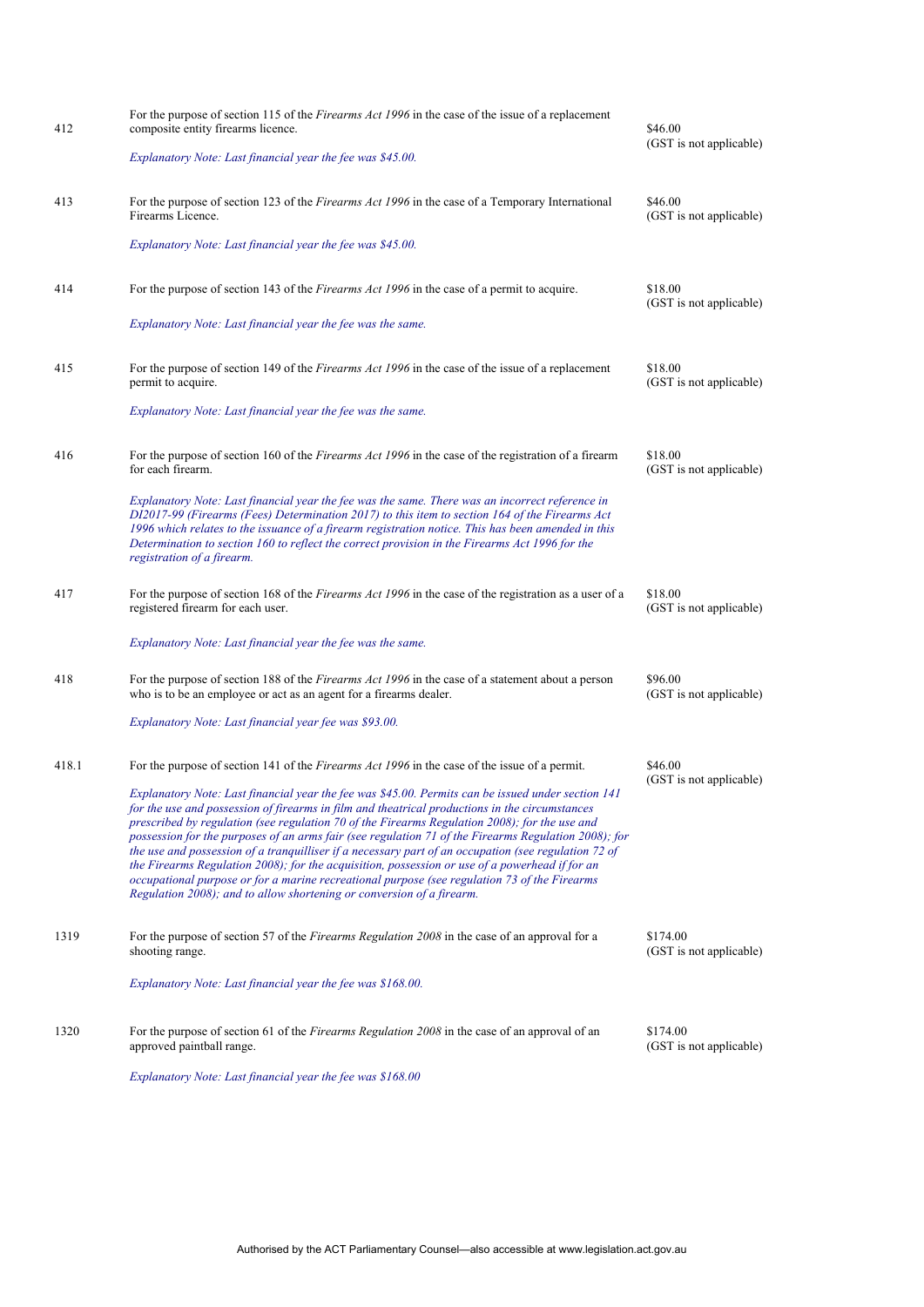| | | |
|---|---|---|
| 412 | For the purpose of section 115 of the *Firearms Act 1996* in the case of the issue of a replacement composite entity firearms licence.<br><br>*Explanatory Note: Last financial year the fee was $45.00.* | $46.00<br>(GST is not applicable) |
| 413 | For the purpose of section 123 of the *Firearms Act 1996* in the case of a Temporary International Firearms Licence.<br><br>*Explanatory Note: Last financial year the fee was $45.00.* | $46.00<br>(GST is not applicable) |
| 414 | For the purpose of section 143 of the *Firearms Act 1996* in the case of a permit to acquire.<br><br>*Explanatory Note: Last financial year the fee was the same.* | $18.00<br>(GST is not applicable) |
| 415 | For the purpose of section 149 of the *Firearms Act 1996* in the case of the issue of a replacement permit to acquire.<br><br>*Explanatory Note: Last financial year the fee was the same.* | $18.00<br>(GST is not applicable) |
| 416 | For the purpose of section 160 of the *Firearms Act 1996* in the case of the registration of a firearm for each firearm.<br><br>*Explanatory Note: Last financial year the fee was the same. There was an incorrect reference in DI2017-99 (Firearms (Fees) Determination 2017) to this item to section 164 of the Firearms Act 1996 which relates to the issuance of a firearm registration notice. This has been amended in this Determination to section 160 to reflect the correct provision in the Firearms Act 1996 for the registration of a firearm.* | $18.00<br>(GST is not applicable) |
| 417 | For the purpose of section 168 of the *Firearms Act 1996* in the case of the registration as a user of a registered firearm for each user.<br><br>*Explanatory Note: Last financial year the fee was the same.* | $18.00<br>(GST is not applicable) |
| 418 | For the purpose of section 188 of the *Firearms Act 1996* in the case of a statement about a person who is to be an employee or act as an agent for a firearms dealer.<br><br>*Explanatory Note: Last financial year fee was $93.00.* | $96.00<br>(GST is not applicable) |
| 418.1 | For the purpose of section 141 of the *Firearms Act 1996* in the case of the issue of a permit.<br><br>*Explanatory Note: Last financial year the fee was $45.00. Permits can be issued under section 141 for the use and possession of firearms in film and theatrical productions in the circumstances prescribed by regulation (see regulation 70 of the Firearms Regulation 2008); for the use and possession for the purposes of an arms fair (see regulation 71 of the Firearms Regulation 2008); for the use and possession of a tranquilliser if a necessary part of an occupation (see regulation 72 of the Firearms Regulation 2008); for the acquisition, possession or use of a powerhead if for an occupational purpose or for a marine recreational purpose (see regulation 73 of the Firearms Regulation 2008); and to allow shortening or conversion of a firearm.* | $46.00<br>(GST is not applicable) |
| 1319 | For the purpose of section 57 of the *Firearms Regulation 2008* in the case of an approval for a shooting range.<br><br>*Explanatory Note: Last financial year the fee was $168.00.* | $174.00<br>(GST is not applicable) |
| 1320 | For the purpose of section 61 of the *Firearms Regulation 2008* in the case of an approval of an approved paintball range.<br><br>*Explanatory Note: Last financial year the fee was $168.00* | $174.00<br>(GST is not applicable) |